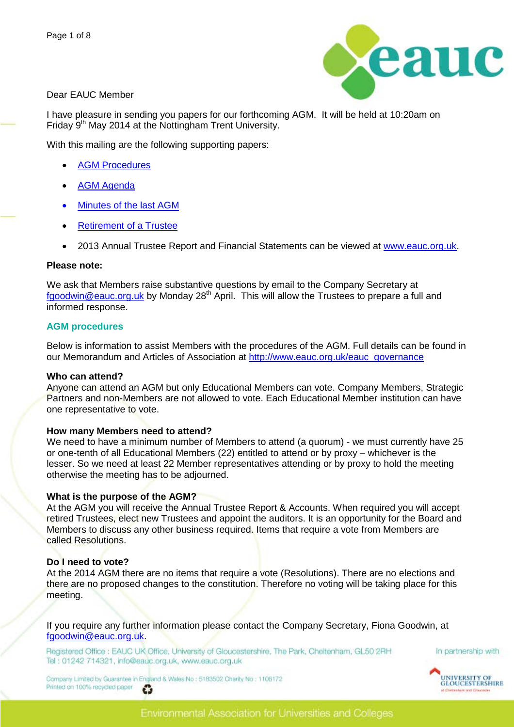Dear EAUC Member

I have pleasure in sending you papers for our forthcoming AGM. It will be held at 10:20am on Friday 9th May 2014 at the Nottingham Trent University.

With this mailing are the following supporting papers:

- AGM Procedures
- AGM Agenda
- Minutes of the last AGM
- Retirement of a Trustee
- 2013 Annual Trustee Report and Financial Statements can be viewed at www.eauc.org.uk.

**Please note:**

We ask that Members raise substantive questions by email to the Company Secretary at fgoodwin@eauc.org.uk by Monday 28th April. This will allow the Trustees to prepare a full and informed response.

## AGM procedures

Below is information to assist Members with the procedures of the AGM. Full details can be found in our Memorandum and Articles of Association at http://www.eauc.org.uk/eauc_governance

**Who can attend?**
Anyone can attend an AGM but only Educational Members can vote. Company Members, Strategic Partners and non-Members are not allowed to vote. Each Educational Member institution can have one representative to vote.

**How many Members need to attend?**
We need to have a minimum number of Members to attend (a quorum) - we must currently have 25 or one-tenth of all Educational Members (22) entitled to attend or by proxy – whichever is the lesser. So we need at least 22 Member representatives attending or by proxy to hold the meeting otherwise the meeting has to be adjourned.

**What is the purpose of the AGM?**
At the AGM you will receive the Annual Trustee Report & Accounts. When required you will accept retired Trustees, elect new Trustees and appoint the auditors. It is an opportunity for the Board and Members to discuss any other business required. Items that require a vote from Members are called Resolutions.

**Do I need to vote?**
At the 2014 AGM there are no items that require a vote (Resolutions). There are no elections and there are no proposed changes to the constitution. Therefore no voting will be taking place for this meeting.

If you require any further information please contact the Company Secretary, Fiona Goodwin, at fgoodwin@eauc.org.uk.

Registered Office : EAUC UK Office, University of Gloucestershire, The Park, Cheltenham, GL50 2RH
Tel : 01242 714321, info@eauc.org.uk, www.eauc.org.uk

Company Limited by Guarantee in England & Wales No : 5183502 Charity No : 1106172
Printed on 100% recycled paper

In partnership with University of Gloucestershire

Environmental Association for Universities and Colleges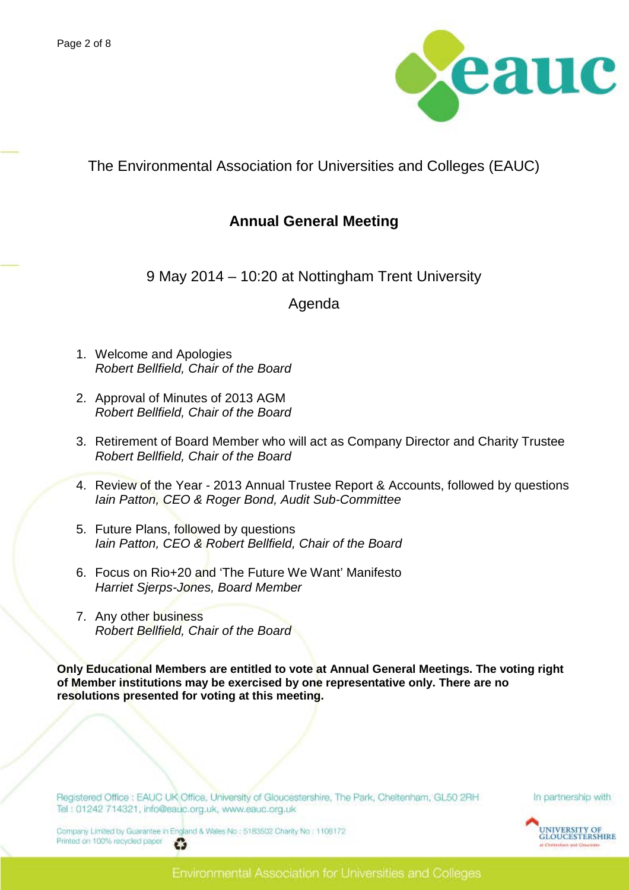The Environmental Association for Universities and Colleges (EAUC)

# Annual General Meeting

9 May 2014 – 10:20 at Nottingham Trent University

Agenda

1. Welcome and Apologies
   *Robert Bellfield, Chair of the Board*

2. Approval of Minutes of 2013 AGM
   *Robert Bellfield, Chair of the Board*

3. Retirement of Board Member who will act as Company Director and Charity Trustee
   *Robert Bellfield, Chair of the Board*

4. Review of the Year - 2013 Annual Trustee Report & Accounts, followed by questions
   *Iain Patton, CEO & Roger Bond, Audit Sub-Committee*

5. Future Plans, followed by questions
   *Iain Patton, CEO & Robert Bellfield, Chair of the Board*

6. Focus on Rio+20 and 'The Future We Want' Manifesto
   *Harriet Sjerps-Jones, Board Member*

7. Any other business
   *Robert Bellfield, Chair of the Board*

**Only Educational Members are entitled to vote at Annual General Meetings. The voting right of Member institutions may be exercised by one representative only. There are no resolutions presented for voting at this meeting.**

Registered Office : EAUC UK Office, University of Gloucestershire, The Park, Cheltenham, GL50 2RH
Tel : 01242 714321, info@eauc.org.uk, www.eauc.org.uk

Company Limited by Guarantee in England & Wales No : 5183502 Charity No : 1106172
Printed on 100% recycled paper

In partnership with University of Gloucestershire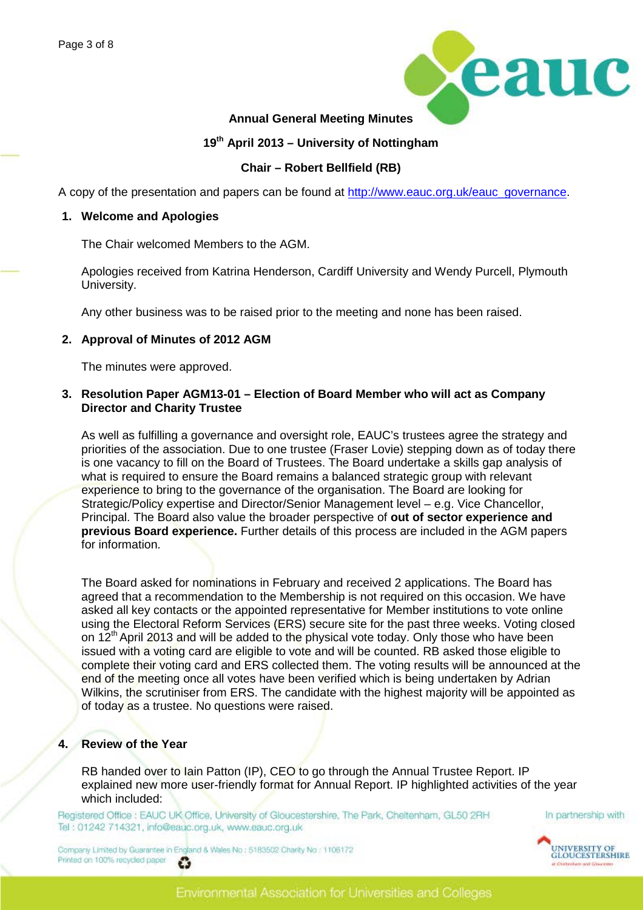**Annual General Meeting Minutes**

**19th April 2013 – University of Nottingham**

**Chair – Robert Bellfield (RB)**

A copy of the presentation and papers can be found at http://www.eauc.org.uk/eauc_governance.

## 1. Welcome and Apologies

The Chair welcomed Members to the AGM.

Apologies received from Katrina Henderson, Cardiff University and Wendy Purcell, Plymouth University.

Any other business was to be raised prior to the meeting and none has been raised.

## 2. Approval of Minutes of 2012 AGM

The minutes were approved.

## 3. Resolution Paper AGM13-01 – Election of Board Member who will act as Company Director and Charity Trustee

As well as fulfilling a governance and oversight role, EAUC's trustees agree the strategy and priorities of the association. Due to one trustee (Fraser Lovie) stepping down as of today there is one vacancy to fill on the Board of Trustees. The Board undertake a skills gap analysis of what is required to ensure the Board remains a balanced strategic group with relevant experience to bring to the governance of the organisation. The Board are looking for Strategic/Policy expertise and Director/Senior Management level – e.g. Vice Chancellor, Principal. The Board also value the broader perspective of **out of sector experience and previous Board experience.** Further details of this process are included in the AGM papers for information.

The Board asked for nominations in February and received 2 applications. The Board has agreed that a recommendation to the Membership is not required on this occasion. We have asked all key contacts or the appointed representative for Member institutions to vote online using the Electoral Reform Services (ERS) secure site for the past three weeks. Voting closed on 12th April 2013 and will be added to the physical vote today. Only those who have been issued with a voting card are eligible to vote and will be counted. RB asked those eligible to complete their voting card and ERS collected them. The voting results will be announced at the end of the meeting once all votes have been verified which is being undertaken by Adrian Wilkins, the scrutiniser from ERS. The candidate with the highest majority will be appointed as of today as a trustee. No questions were raised.

## 4. Review of the Year

RB handed over to Iain Patton (IP), CEO to go through the Annual Trustee Report. IP explained new more user-friendly format for Annual Report. IP highlighted activities of the year which included: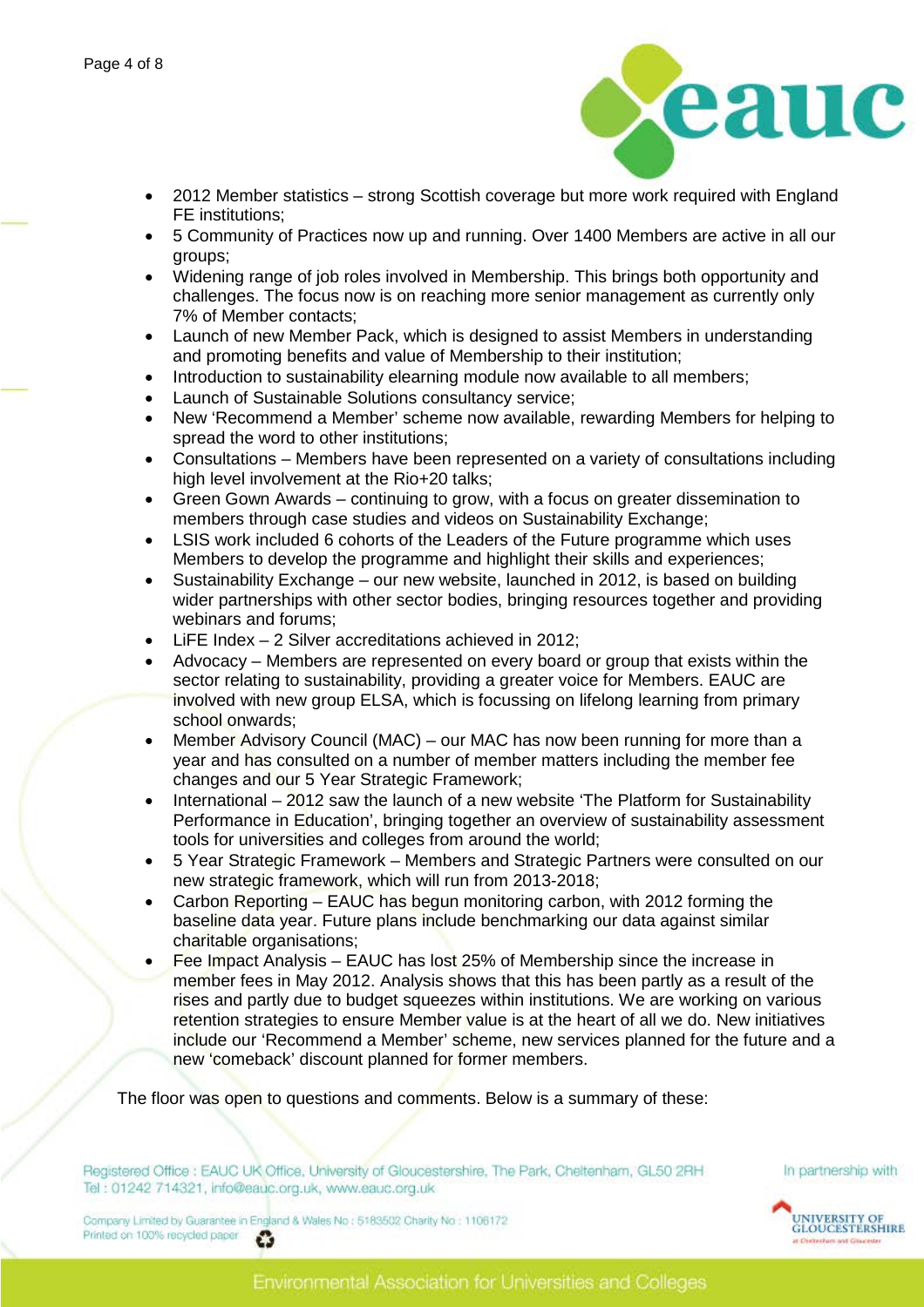- 2012 Member statistics – strong Scottish coverage but more work required with England FE institutions;
- 5 Community of Practices now up and running. Over 1400 Members are active in all our groups;
- Widening range of job roles involved in Membership. This brings both opportunity and challenges. The focus now is on reaching more senior management as currently only 7% of Member contacts;
- Launch of new Member Pack, which is designed to assist Members in understanding and promoting benefits and value of Membership to their institution;
- Introduction to sustainability elearning module now available to all members;
- Launch of Sustainable Solutions consultancy service;
- New 'Recommend a Member' scheme now available, rewarding Members for helping to spread the word to other institutions;
- Consultations – Members have been represented on a variety of consultations including high level involvement at the Rio+20 talks;
- Green Gown Awards – continuing to grow, with a focus on greater dissemination to members through case studies and videos on Sustainability Exchange;
- LSIS work included 6 cohorts of the Leaders of the Future programme which uses Members to develop the programme and highlight their skills and experiences;
- Sustainability Exchange – our new website, launched in 2012, is based on building wider partnerships with other sector bodies, bringing resources together and providing webinars and forums;
- LiFE Index – 2 Silver accreditations achieved in 2012;
- Advocacy – Members are represented on every board or group that exists within the sector relating to sustainability, providing a greater voice for Members. EAUC are involved with new group ELSA, which is focussing on lifelong learning from primary school onwards;
- Member Advisory Council (MAC) – our MAC has now been running for more than a year and has consulted on a number of member matters including the member fee changes and our 5 Year Strategic Framework;
- International – 2012 saw the launch of a new website 'The Platform for Sustainability Performance in Education', bringing together an overview of sustainability assessment tools for universities and colleges from around the world;
- 5 Year Strategic Framework – Members and Strategic Partners were consulted on our new strategic framework, which will run from 2013-2018;
- Carbon Reporting – EAUC has begun monitoring carbon, with 2012 forming the baseline data year. Future plans include benchmarking our data against similar charitable organisations;
- Fee Impact Analysis – EAUC has lost 25% of Membership since the increase in member fees in May 2012. Analysis shows that this has been partly as a result of the rises and partly due to budget squeezes within institutions. We are working on various retention strategies to ensure Member value is at the heart of all we do. New initiatives include our 'Recommend a Member' scheme, new services planned for the future and a new 'comeback' discount planned for former members.

The floor was open to questions and comments. Below is a summary of these: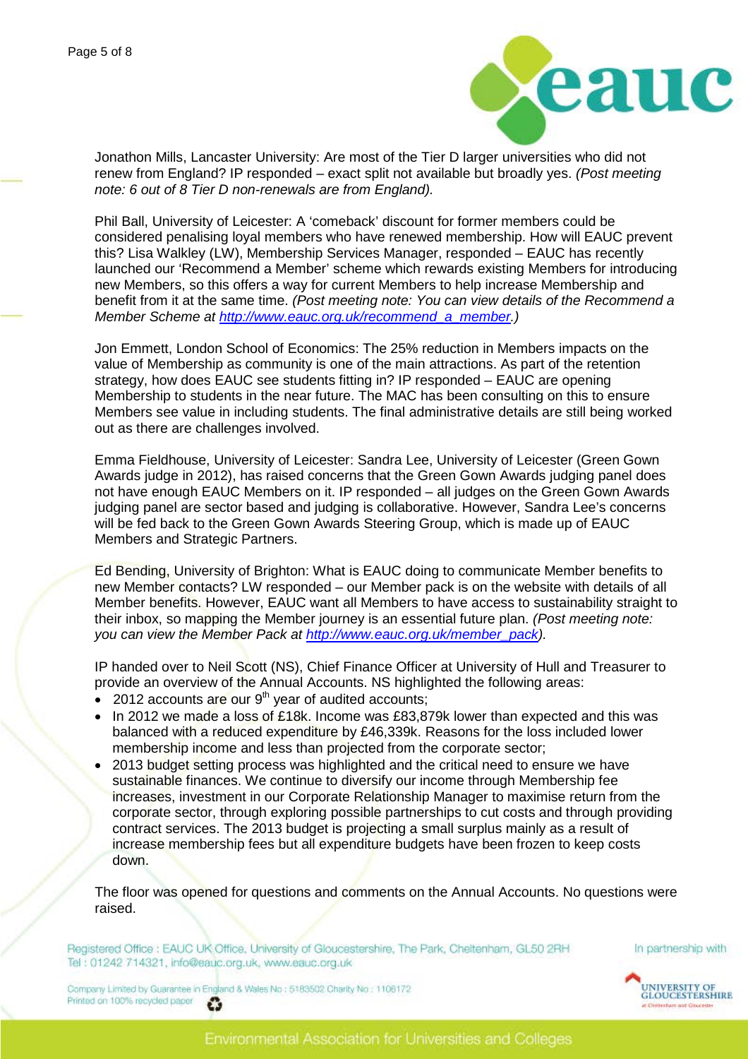Jonathon Mills, Lancaster University: Are most of the Tier D larger universities who did not renew from England? IP responded – exact split not available but broadly yes. *(Post meeting note: 6 out of 8 Tier D non-renewals are from England).*

Phil Ball, University of Leicester: A 'comeback' discount for former members could be considered penalising loyal members who have renewed membership. How will EAUC prevent this? Lisa Walkley (LW), Membership Services Manager, responded – EAUC has recently launched our 'Recommend a Member' scheme which rewards existing Members for introducing new Members, so this offers a way for current Members to help increase Membership and benefit from it at the same time. *(Post meeting note: You can view details of the Recommend a Member Scheme at [http://www.eauc.org.uk/recommend_a_member](http://www.eauc.org.uk/recommend_a_member).)*

Jon Emmett, London School of Economics: The 25% reduction in Members impacts on the value of Membership as community is one of the main attractions. As part of the retention strategy, how does EAUC see students fitting in? IP responded – EAUC are opening Membership to students in the near future. The MAC has been consulting on this to ensure Members see value in including students. The final administrative details are still being worked out as there are challenges involved.

Emma Fieldhouse, University of Leicester: Sandra Lee, University of Leicester (Green Gown Awards judge in 2012), has raised concerns that the Green Gown Awards judging panel does not have enough EAUC Members on it. IP responded – all judges on the Green Gown Awards judging panel are sector based and judging is collaborative. However, Sandra Lee's concerns will be fed back to the Green Gown Awards Steering Group, which is made up of EAUC Members and Strategic Partners.

Ed Bending, University of Brighton: What is EAUC doing to communicate Member benefits to new Member contacts? LW responded – our Member pack is on the website with details of all Member benefits. However, EAUC want all Members to have access to sustainability straight to their inbox, so mapping the Member journey is an essential future plan. *(Post meeting note: you can view the Member Pack at [http://www.eauc.org.uk/member_pack](http://www.eauc.org.uk/member_pack)).*

IP handed over to Neil Scott (NS), Chief Finance Officer at University of Hull and Treasurer to provide an overview of the Annual Accounts. NS highlighted the following areas:

- 2012 accounts are our 9th year of audited accounts;
- In 2012 we made a loss of £18k. Income was £83,879k lower than expected and this was balanced with a reduced expenditure by £46,339k. Reasons for the loss included lower membership income and less than projected from the corporate sector;
- 2013 budget setting process was highlighted and the critical need to ensure we have sustainable finances. We continue to diversify our income through Membership fee increases, investment in our Corporate Relationship Manager to maximise return from the corporate sector, through exploring possible partnerships to cut costs and through providing contract services. The 2013 budget is projecting a small surplus mainly as a result of increase membership fees but all expenditure budgets have been frozen to keep costs down.

The floor was opened for questions and comments on the Annual Accounts. No questions were raised.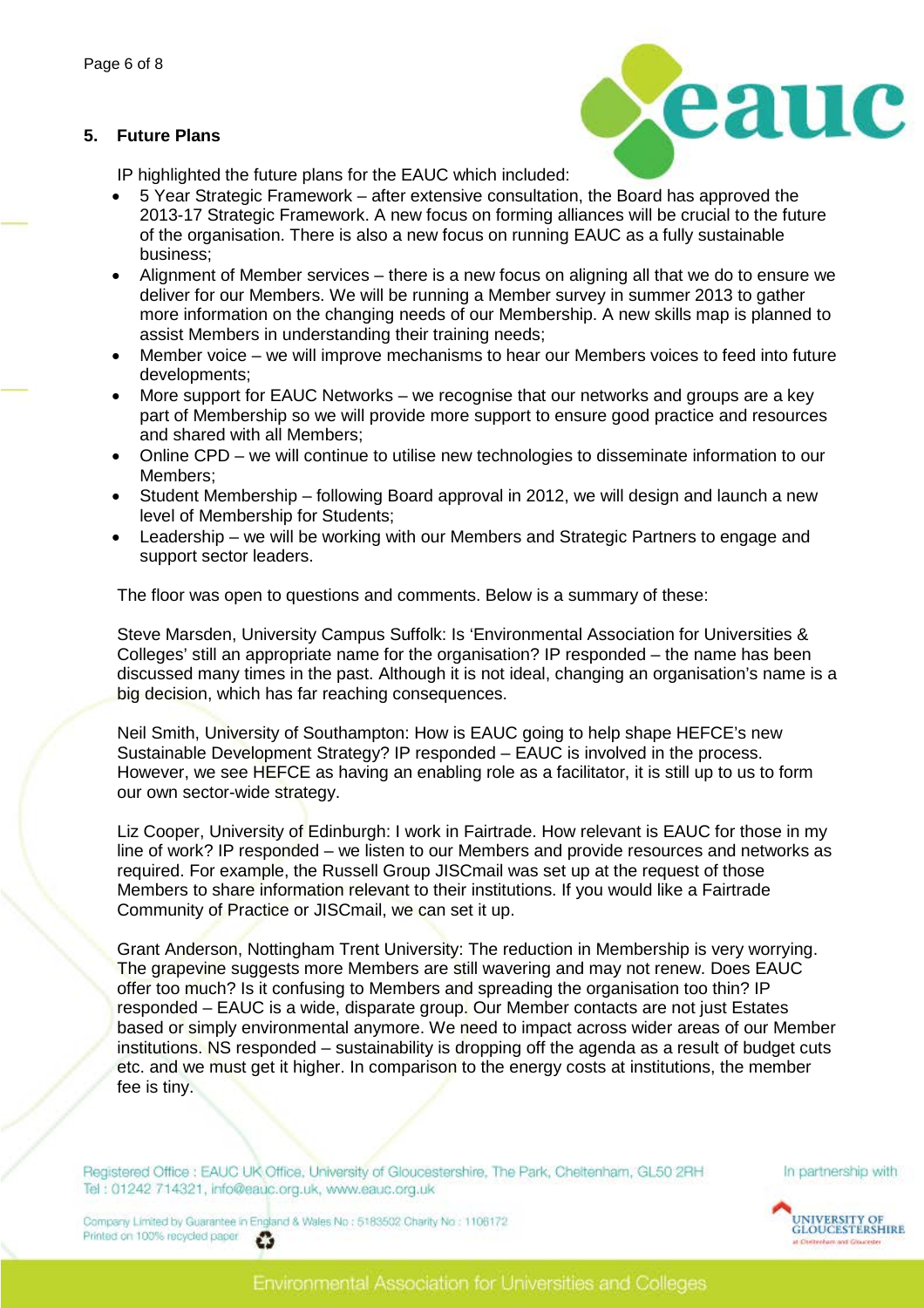## 5. Future Plans

IP highlighted the future plans for the EAUC which included:

- 5 Year Strategic Framework – after extensive consultation, the Board has approved the 2013-17 Strategic Framework. A new focus on forming alliances will be crucial to the future of the organisation. There is also a new focus on running EAUC as a fully sustainable business;
- Alignment of Member services – there is a new focus on aligning all that we do to ensure we deliver for our Members. We will be running a Member survey in summer 2013 to gather more information on the changing needs of our Membership. A new skills map is planned to assist Members in understanding their training needs;
- Member voice – we will improve mechanisms to hear our Members voices to feed into future developments;
- More support for EAUC Networks – we recognise that our networks and groups are a key part of Membership so we will provide more support to ensure good practice and resources and shared with all Members;
- Online CPD – we will continue to utilise new technologies to disseminate information to our Members;
- Student Membership – following Board approval in 2012, we will design and launch a new level of Membership for Students;
- Leadership – we will be working with our Members and Strategic Partners to engage and support sector leaders.

The floor was open to questions and comments. Below is a summary of these:

Steve Marsden, University Campus Suffolk: Is 'Environmental Association for Universities & Colleges' still an appropriate name for the organisation? IP responded – the name has been discussed many times in the past. Although it is not ideal, changing an organisation's name is a big decision, which has far reaching consequences.

Neil Smith, University of Southampton: How is EAUC going to help shape HEFCE's new Sustainable Development Strategy? IP responded – EAUC is involved in the process. However, we see HEFCE as having an enabling role as a facilitator, it is still up to us to form our own sector-wide strategy.

Liz Cooper, University of Edinburgh: I work in Fairtrade. How relevant is EAUC for those in my line of work? IP responded – we listen to our Members and provide resources and networks as required. For example, the Russell Group JISCmail was set up at the request of those Members to share information relevant to their institutions. If you would like a Fairtrade Community of Practice or JISCmail, we can set it up.

Grant Anderson, Nottingham Trent University: The reduction in Membership is very worrying. The grapevine suggests more Members are still wavering and may not renew. Does EAUC offer too much? Is it confusing to Members and spreading the organisation too thin? IP responded – EAUC is a wide, disparate group. Our Member contacts are not just Estates based or simply environmental anymore. We need to impact across wider areas of our Member institutions. NS responded – sustainability is dropping off the agenda as a result of budget cuts etc. and we must get it higher. In comparison to the energy costs at institutions, the member fee is tiny.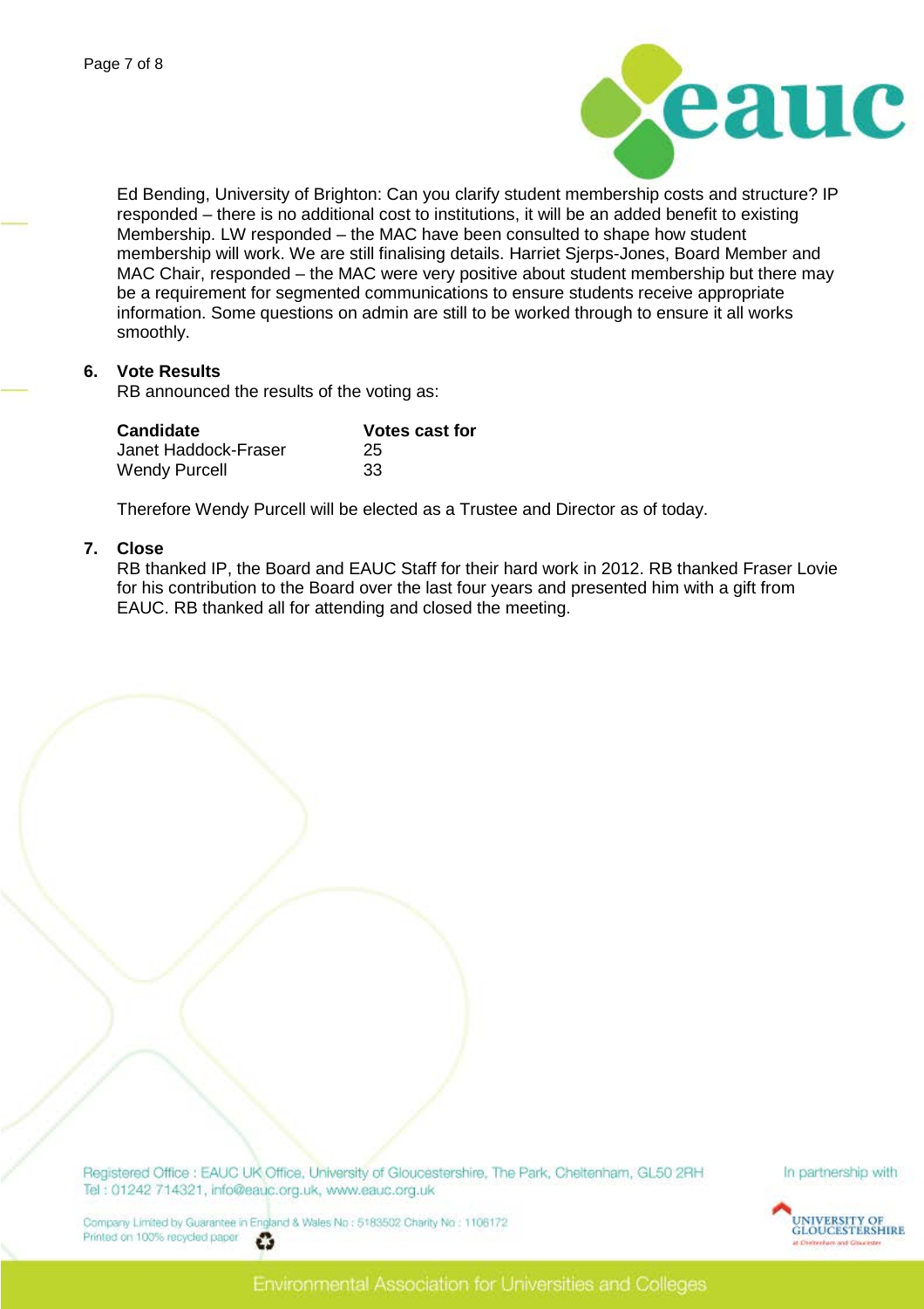Ed Bending, University of Brighton: Can you clarify student membership costs and structure? IP responded – there is no additional cost to institutions, it will be an added benefit to existing Membership. LW responded – the MAC have been consulted to shape how student membership will work. We are still finalising details. Harriet Sjerps-Jones, Board Member and MAC Chair, responded – the MAC were very positive about student membership but there may be a requirement for segmented communications to ensure students receive appropriate information. Some questions on admin are still to be worked through to ensure it all works smoothly.

## 6. Vote Results

RB announced the results of the voting as:

| Candidate | Votes cast for |
|---|---|
| Janet Haddock-Fraser | 25 |
| Wendy Purcell | 33 |

Therefore Wendy Purcell will be elected as a Trustee and Director as of today.

## 7. Close

RB thanked IP, the Board and EAUC Staff for their hard work in 2012. RB thanked Fraser Lovie for his contribution to the Board over the last four years and presented him with a gift from EAUC. RB thanked all for attending and closed the meeting.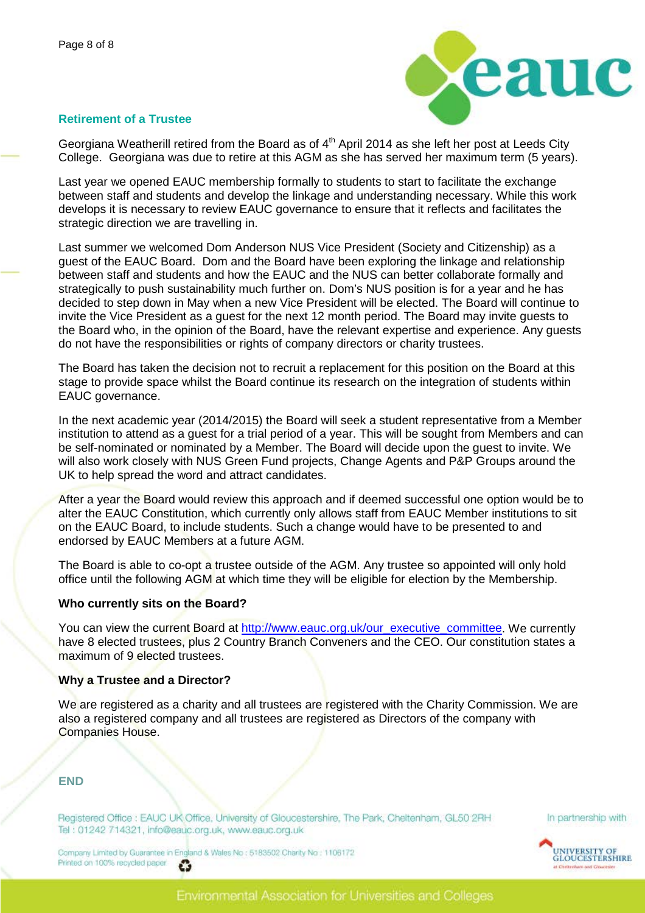## Retirement of a Trustee

Georgiana Weatherill retired from the Board as of 4th April 2014 as she left her post at Leeds City College. Georgiana was due to retire at this AGM as she has served her maximum term (5 years).

Last year we opened EAUC membership formally to students to start to facilitate the exchange between staff and students and develop the linkage and understanding necessary. While this work develops it is necessary to review EAUC governance to ensure that it reflects and facilitates the strategic direction we are travelling in.

Last summer we welcomed Dom Anderson NUS Vice President (Society and Citizenship) as a guest of the EAUC Board. Dom and the Board have been exploring the linkage and relationship between staff and students and how the EAUC and the NUS can better collaborate formally and strategically to push sustainability much further on. Dom's NUS position is for a year and he has decided to step down in May when a new Vice President will be elected. The Board will continue to invite the Vice President as a guest for the next 12 month period. The Board may invite guests to the Board who, in the opinion of the Board, have the relevant expertise and experience. Any guests do not have the responsibilities or rights of company directors or charity trustees.

The Board has taken the decision not to recruit a replacement for this position on the Board at this stage to provide space whilst the Board continue its research on the integration of students within EAUC governance.

In the next academic year (2014/2015) the Board will seek a student representative from a Member institution to attend as a guest for a trial period of a year. This will be sought from Members and can be self-nominated or nominated by a Member. The Board will decide upon the guest to invite. We will also work closely with NUS Green Fund projects, Change Agents and P&P Groups around the UK to help spread the word and attract candidates.

After a year the Board would review this approach and if deemed successful one option would be to alter the EAUC Constitution, which currently only allows staff from EAUC Member institutions to sit on the EAUC Board, to include students. Such a change would have to be presented to and endorsed by EAUC Members at a future AGM.

The Board is able to co-opt a trustee outside of the AGM. Any trustee so appointed will only hold office until the following AGM at which time they will be eligible for election by the Membership.

**Who currently sits on the Board?**

You can view the current Board at http://www.eauc.org.uk/our_executive_committee. We currently have 8 elected trustees, plus 2 Country Branch Conveners and the CEO. Our constitution states a maximum of 9 elected trustees.

**Why a Trustee and a Director?**

We are registered as a charity and all trustees are registered with the Charity Commission. We are also a registered company and all trustees are registered as Directors of the company with Companies House.

**END**

Registered Office : EAUC UK Office, University of Gloucestershire, The Park, Cheltenham, GL50 2RH
Tel : 01242 714321, info@eauc.org.uk, www.eauc.org.uk

Company Limited by Guarantee in England & Wales No : 5183502 Charity No : 1106172
Printed on 100% recycled paper

In partnership with University of Gloucestershire

Environmental Association for Universities and Colleges